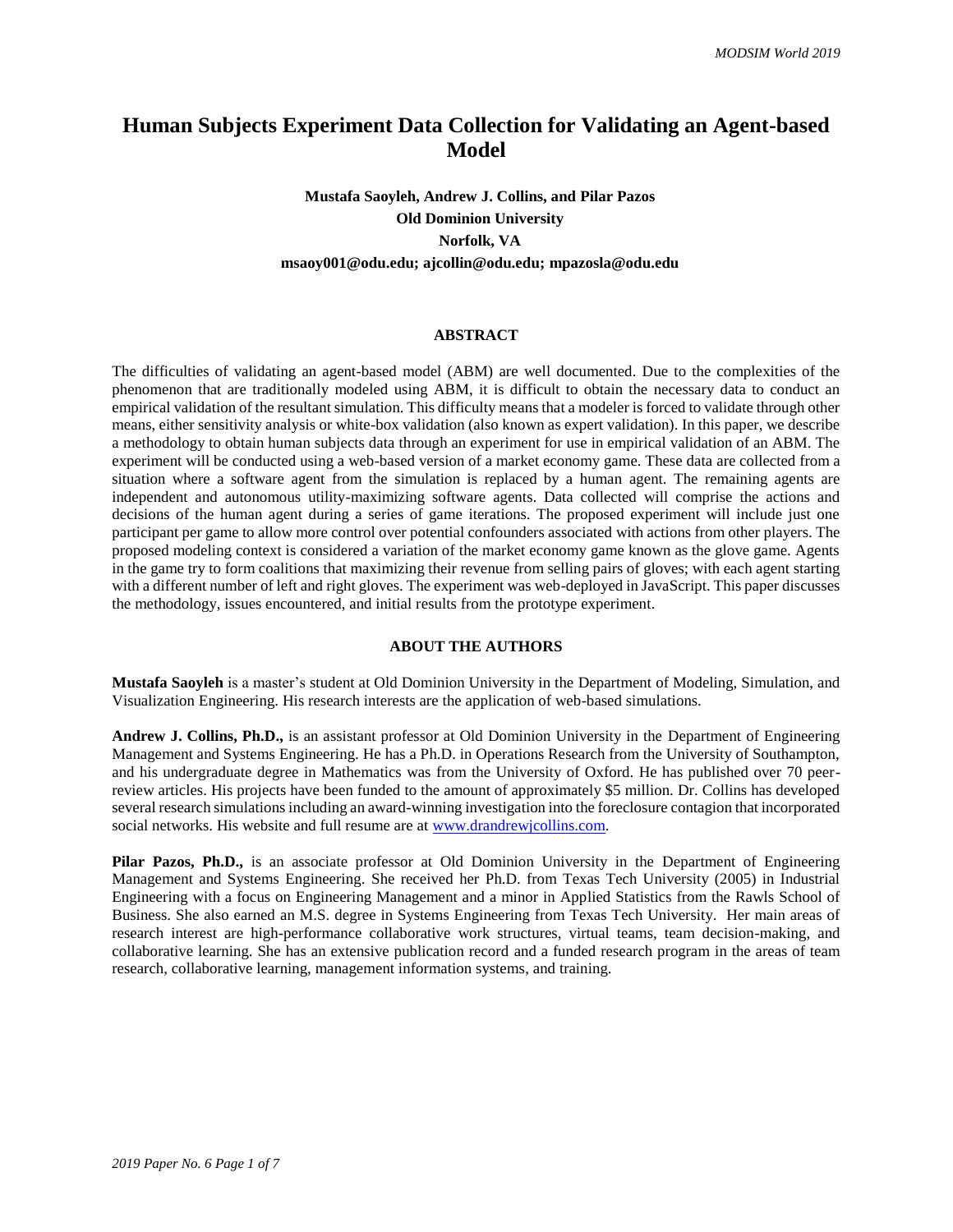# Human Subjects Experiment Data Collection for Validating an Agent-based Model

**Mustafa Saoyleh, Andrew J. Collins, and Pilar Pazos**
**Old Dominion University**
**Norfolk, VA**
**msaoy001@odu.edu; ajcollin@odu.edu; mpazosla@odu.edu**

## ABSTRACT

The difficulties of validating an agent-based model (ABM) are well documented. Due to the complexities of the phenomenon that are traditionally modeled using ABM, it is difficult to obtain the necessary data to conduct an empirical validation of the resultant simulation. This difficulty means that a modeler is forced to validate through other means, either sensitivity analysis or white-box validation (also known as expert validation). In this paper, we describe a methodology to obtain human subjects data through an experiment for use in empirical validation of an ABM. The experiment will be conducted using a web-based version of a market economy game. These data are collected from a situation where a software agent from the simulation is replaced by a human agent. The remaining agents are independent and autonomous utility-maximizing software agents. Data collected will comprise the actions and decisions of the human agent during a series of game iterations. The proposed experiment will include just one participant per game to allow more control over potential confounders associated with actions from other players. The proposed modeling context is considered a variation of the market economy game known as the glove game. Agents in the game try to form coalitions that maximizing their revenue from selling pairs of gloves; with each agent starting with a different number of left and right gloves. The experiment was web-deployed in JavaScript. This paper discusses the methodology, issues encountered, and initial results from the prototype experiment.

## ABOUT THE AUTHORS

**Mustafa Saoyleh** is a master's student at Old Dominion University in the Department of Modeling, Simulation, and Visualization Engineering. His research interests are the application of web-based simulations.

**Andrew J. Collins, Ph.D.,** is an assistant professor at Old Dominion University in the Department of Engineering Management and Systems Engineering. He has a Ph.D. in Operations Research from the University of Southampton, and his undergraduate degree in Mathematics was from the University of Oxford. He has published over 70 peer-review articles. His projects have been funded to the amount of approximately $5 million. Dr. Collins has developed several research simulations including an award-winning investigation into the foreclosure contagion that incorporated social networks. His website and full resume are at www.drandrewjcollins.com.

**Pilar Pazos, Ph.D.,** is an associate professor at Old Dominion University in the Department of Engineering Management and Systems Engineering. She received her Ph.D. from Texas Tech University (2005) in Industrial Engineering with a focus on Engineering Management and a minor in Applied Statistics from the Rawls School of Business. She also earned an M.S. degree in Systems Engineering from Texas Tech University. Her main areas of research interest are high-performance collaborative work structures, virtual teams, team decision-making, and collaborative learning. She has an extensive publication record and a funded research program in the areas of team research, collaborative learning, management information systems, and training.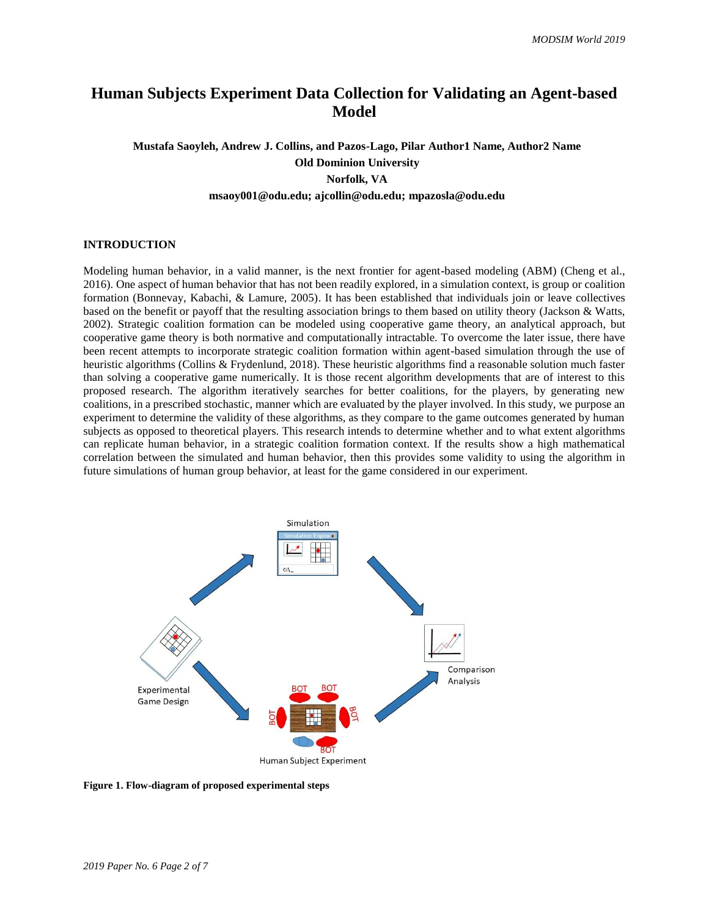# Human Subjects Experiment Data Collection for Validating an Agent-based Model

**Mustafa Saoyleh, Andrew J. Collins, and Pazos-Lago, Pilar Author1 Name, Author2 Name**
**Old Dominion University**
**Norfolk, VA**
**msaoy001@odu.edu; ajcollin@odu.edu; mpazosla@odu.edu**

## INTRODUCTION

Modeling human behavior, in a valid manner, is the next frontier for agent-based modeling (ABM) (Cheng et al., 2016). One aspect of human behavior that has not been readily explored, in a simulation context, is group or coalition formation (Bonnevay, Kabachi, & Lamure, 2005). It has been established that individuals join or leave collectives based on the benefit or payoff that the resulting association brings to them based on utility theory (Jackson & Watts, 2002). Strategic coalition formation can be modeled using cooperative game theory, an analytical approach, but cooperative game theory is both normative and computationally intractable. To overcome the later issue, there have been recent attempts to incorporate strategic coalition formation within agent-based simulation through the use of heuristic algorithms (Collins & Frydenlund, 2018). These heuristic algorithms find a reasonable solution much faster than solving a cooperative game numerically. It is those recent algorithm developments that are of interest to this proposed research. The algorithm iteratively searches for better coalitions, for the players, by generating new coalitions, in a prescribed stochastic, manner which are evaluated by the player involved. In this study, we purpose an experiment to determine the validity of these algorithms, as they compare to the game outcomes generated by human subjects as opposed to theoretical players. This research intends to determine whether and to what extent algorithms can replicate human behavior, in a strategic coalition formation context. If the results show a high mathematical correlation between the simulated and human behavior, then this provides some validity to using the algorithm in future simulations of human group behavior, at least for the game considered in our experiment.

**Figure 1. Flow-diagram of proposed experimental steps**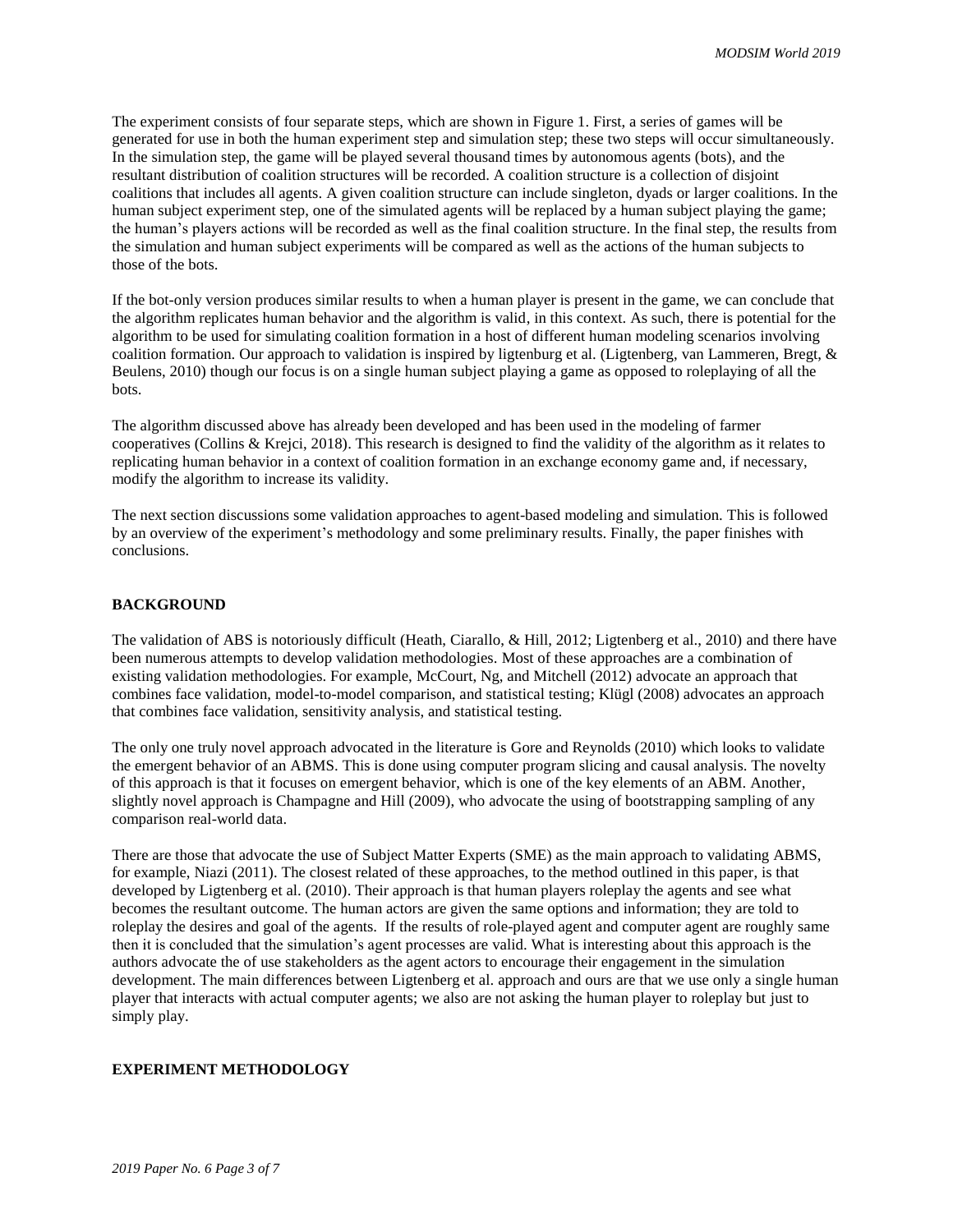The experiment consists of four separate steps, which are shown in Figure 1. First, a series of games will be generated for use in both the human experiment step and simulation step; these two steps will occur simultaneously. In the simulation step, the game will be played several thousand times by autonomous agents (bots), and the resultant distribution of coalition structures will be recorded. A coalition structure is a collection of disjoint coalitions that includes all agents. A given coalition structure can include singleton, dyads or larger coalitions. In the human subject experiment step, one of the simulated agents will be replaced by a human subject playing the game; the human's players actions will be recorded as well as the final coalition structure. In the final step, the results from the simulation and human subject experiments will be compared as well as the actions of the human subjects to those of the bots.

If the bot-only version produces similar results to when a human player is present in the game, we can conclude that the algorithm replicates human behavior and the algorithm is valid, in this context. As such, there is potential for the algorithm to be used for simulating coalition formation in a host of different human modeling scenarios involving coalition formation. Our approach to validation is inspired by ligtenburg et al. (Ligtenberg, van Lammeren, Bregt, & Beulens, 2010) though our focus is on a single human subject playing a game as opposed to roleplaying of all the bots.

The algorithm discussed above has already been developed and has been used in the modeling of farmer cooperatives (Collins & Krejci, 2018). This research is designed to find the validity of the algorithm as it relates to replicating human behavior in a context of coalition formation in an exchange economy game and, if necessary, modify the algorithm to increase its validity.

The next section discussions some validation approaches to agent-based modeling and simulation. This is followed by an overview of the experiment's methodology and some preliminary results. Finally, the paper finishes with conclusions.

## BACKGROUND

The validation of ABS is notoriously difficult (Heath, Ciarallo, & Hill, 2012; Ligtenberg et al., 2010) and there have been numerous attempts to develop validation methodologies. Most of these approaches are a combination of existing validation methodologies. For example, McCourt, Ng, and Mitchell (2012) advocate an approach that combines face validation, model-to-model comparison, and statistical testing; Klügl (2008) advocates an approach that combines face validation, sensitivity analysis, and statistical testing.

The only one truly novel approach advocated in the literature is Gore and Reynolds (2010) which looks to validate the emergent behavior of an ABMS. This is done using computer program slicing and causal analysis. The novelty of this approach is that it focuses on emergent behavior, which is one of the key elements of an ABM. Another, slightly novel approach is Champagne and Hill (2009), who advocate the using of bootstrapping sampling of any comparison real-world data.

There are those that advocate the use of Subject Matter Experts (SME) as the main approach to validating ABMS, for example, Niazi (2011). The closest related of these approaches, to the method outlined in this paper, is that developed by Ligtenberg et al. (2010). Their approach is that human players roleplay the agents and see what becomes the resultant outcome. The human actors are given the same options and information; they are told to roleplay the desires and goal of the agents. If the results of role-played agent and computer agent are roughly same then it is concluded that the simulation's agent processes are valid. What is interesting about this approach is the authors advocate the of use stakeholders as the agent actors to encourage their engagement in the simulation development. The main differences between Ligtenberg et al. approach and ours are that we use only a single human player that interacts with actual computer agents; we also are not asking the human player to roleplay but just to simply play.

## EXPERIMENT METHODOLOGY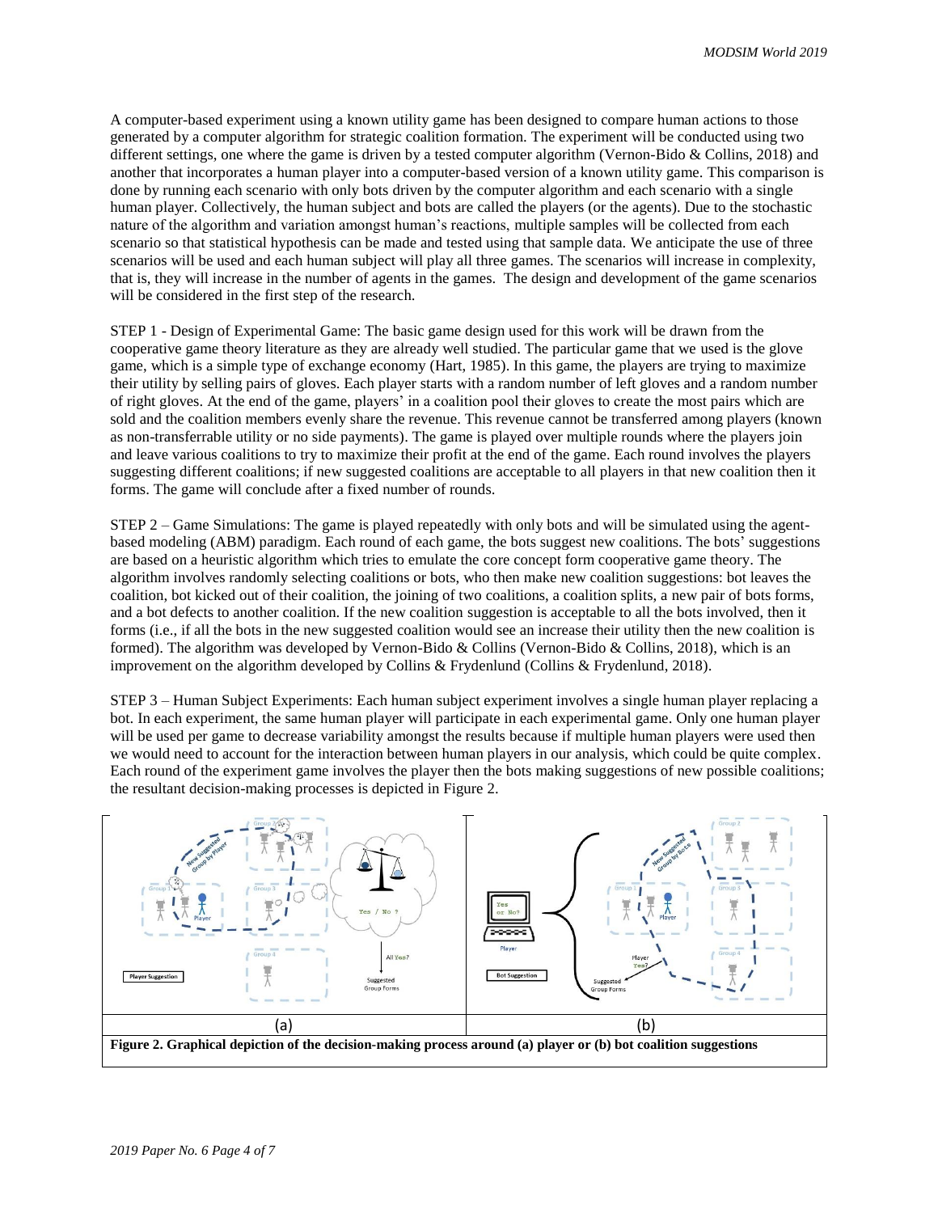A computer-based experiment using a known utility game has been designed to compare human actions to those generated by a computer algorithm for strategic coalition formation. The experiment will be conducted using two different settings, one where the game is driven by a tested computer algorithm (Vernon-Bido & Collins, 2018) and another that incorporates a human player into a computer-based version of a known utility game. This comparison is done by running each scenario with only bots driven by the computer algorithm and each scenario with a single human player. Collectively, the human subject and bots are called the players (or the agents). Due to the stochastic nature of the algorithm and variation amongst human's reactions, multiple samples will be collected from each scenario so that statistical hypothesis can be made and tested using that sample data. We anticipate the use of three scenarios will be used and each human subject will play all three games. The scenarios will increase in complexity, that is, they will increase in the number of agents in the games. The design and development of the game scenarios will be considered in the first step of the research.

STEP 1 - Design of Experimental Game: The basic game design used for this work will be drawn from the cooperative game theory literature as they are already well studied. The particular game that we used is the glove game, which is a simple type of exchange economy (Hart, 1985). In this game, the players are trying to maximize their utility by selling pairs of gloves. Each player starts with a random number of left gloves and a random number of right gloves. At the end of the game, players' in a coalition pool their gloves to create the most pairs which are sold and the coalition members evenly share the revenue. This revenue cannot be transferred among players (known as non-transferrable utility or no side payments). The game is played over multiple rounds where the players join and leave various coalitions to try to maximize their profit at the end of the game. Each round involves the players suggesting different coalitions; if new suggested coalitions are acceptable to all players in that new coalition then it forms. The game will conclude after a fixed number of rounds.

STEP 2 – Game Simulations: The game is played repeatedly with only bots and will be simulated using the agent-based modeling (ABM) paradigm. Each round of each game, the bots suggest new coalitions. The bots' suggestions are based on a heuristic algorithm which tries to emulate the core concept form cooperative game theory. The algorithm involves randomly selecting coalitions or bots, who then make new coalition suggestions: bot leaves the coalition, bot kicked out of their coalition, the joining of two coalitions, a coalition splits, a new pair of bots forms, and a bot defects to another coalition. If the new coalition suggestion is acceptable to all the bots involved, then it forms (i.e., if all the bots in the new suggested coalition would see an increase their utility then the new coalition is formed). The algorithm was developed by Vernon-Bido & Collins (Vernon-Bido & Collins, 2018), which is an improvement on the algorithm developed by Collins & Frydenlund (Collins & Frydenlund, 2018).

STEP 3 – Human Subject Experiments: Each human subject experiment involves a single human player replacing a bot. In each experiment, the same human player will participate in each experimental game. Only one human player will be used per game to decrease variability amongst the results because if multiple human players were used then we would need to account for the interaction between human players in our analysis, which could be quite complex. Each round of the experiment game involves the player then the bots making suggestions of new possible coalitions; the resultant decision-making processes is depicted in Figure 2.

(a) (b)

**Figure 2. Graphical depiction of the decision-making process around (a) player or (b) bot coalition suggestions**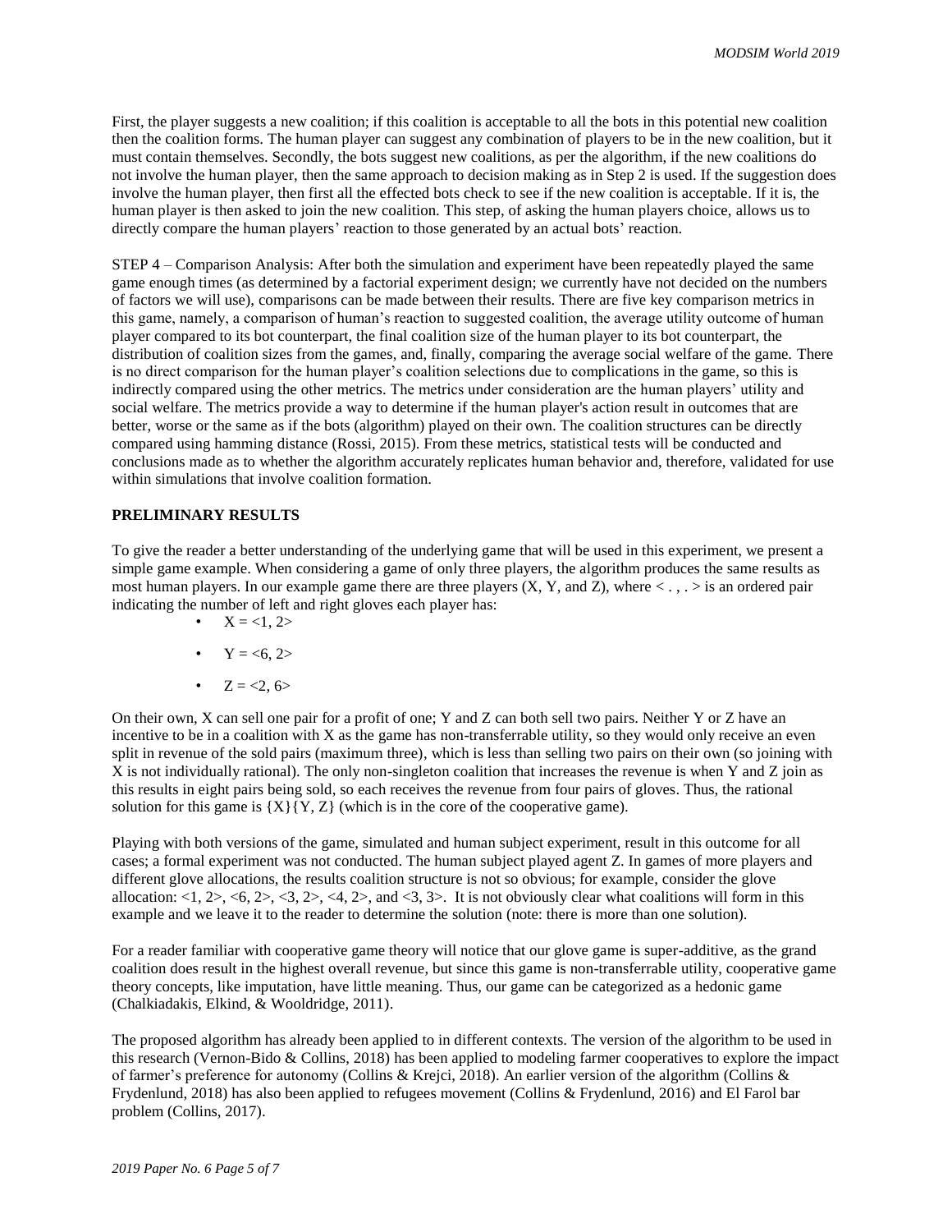First, the player suggests a new coalition; if this coalition is acceptable to all the bots in this potential new coalition then the coalition forms. The human player can suggest any combination of players to be in the new coalition, but it must contain themselves. Secondly, the bots suggest new coalitions, as per the algorithm, if the new coalitions do not involve the human player, then the same approach to decision making as in Step 2 is used. If the suggestion does involve the human player, then first all the effected bots check to see if the new coalition is acceptable. If it is, the human player is then asked to join the new coalition. This step, of asking the human players choice, allows us to directly compare the human players' reaction to those generated by an actual bots' reaction.

STEP 4 – Comparison Analysis: After both the simulation and experiment have been repeatedly played the same game enough times (as determined by a factorial experiment design; we currently have not decided on the numbers of factors we will use), comparisons can be made between their results. There are five key comparison metrics in this game, namely, a comparison of human's reaction to suggested coalition, the average utility outcome of human player compared to its bot counterpart, the final coalition size of the human player to its bot counterpart, the distribution of coalition sizes from the games, and, finally, comparing the average social welfare of the game. There is no direct comparison for the human player's coalition selections due to complications in the game, so this is indirectly compared using the other metrics. The metrics under consideration are the human players' utility and social welfare. The metrics provide a way to determine if the human player's action result in outcomes that are better, worse or the same as if the bots (algorithm) played on their own. The coalition structures can be directly compared using hamming distance (Rossi, 2015). From these metrics, statistical tests will be conducted and conclusions made as to whether the algorithm accurately replicates human behavior and, therefore, validated for use within simulations that involve coalition formation.

## PRELIMINARY RESULTS

To give the reader a better understanding of the underlying game that will be used in this experiment, we present a simple game example. When considering a game of only three players, the algorithm produces the same results as most human players. In our example game there are three players (X, Y, and Z), where < . , . > is an ordered pair indicating the number of left and right gloves each player has:

- X = <1, 2>
- Y = <6, 2>
- Z = <2, 6>

On their own, X can sell one pair for a profit of one; Y and Z can both sell two pairs. Neither Y or Z have an incentive to be in a coalition with X as the game has non-transferrable utility, so they would only receive an even split in revenue of the sold pairs (maximum three), which is less than selling two pairs on their own (so joining with X is not individually rational). The only non-singleton coalition that increases the revenue is when Y and Z join as this results in eight pairs being sold, so each receives the revenue from four pairs of gloves. Thus, the rational solution for this game is {X}{Y, Z} (which is in the core of the cooperative game).

Playing with both versions of the game, simulated and human subject experiment, result in this outcome for all cases; a formal experiment was not conducted. The human subject played agent Z. In games of more players and different glove allocations, the results coalition structure is not so obvious; for example, consider the glove allocation: <1, 2>, <6, 2>, <3, 2>, <4, 2>, and <3, 3>. It is not obviously clear what coalitions will form in this example and we leave it to the reader to determine the solution (note: there is more than one solution).

For a reader familiar with cooperative game theory will notice that our glove game is super-additive, as the grand coalition does result in the highest overall revenue, but since this game is non-transferrable utility, cooperative game theory concepts, like imputation, have little meaning. Thus, our game can be categorized as a hedonic game (Chalkiadakis, Elkind, & Wooldridge, 2011).

The proposed algorithm has already been applied to in different contexts. The version of the algorithm to be used in this research (Vernon-Bido & Collins, 2018) has been applied to modeling farmer cooperatives to explore the impact of farmer's preference for autonomy (Collins & Krejci, 2018). An earlier version of the algorithm (Collins & Frydenlund, 2018) has also been applied to refugees movement (Collins & Frydenlund, 2016) and El Farol bar problem (Collins, 2017).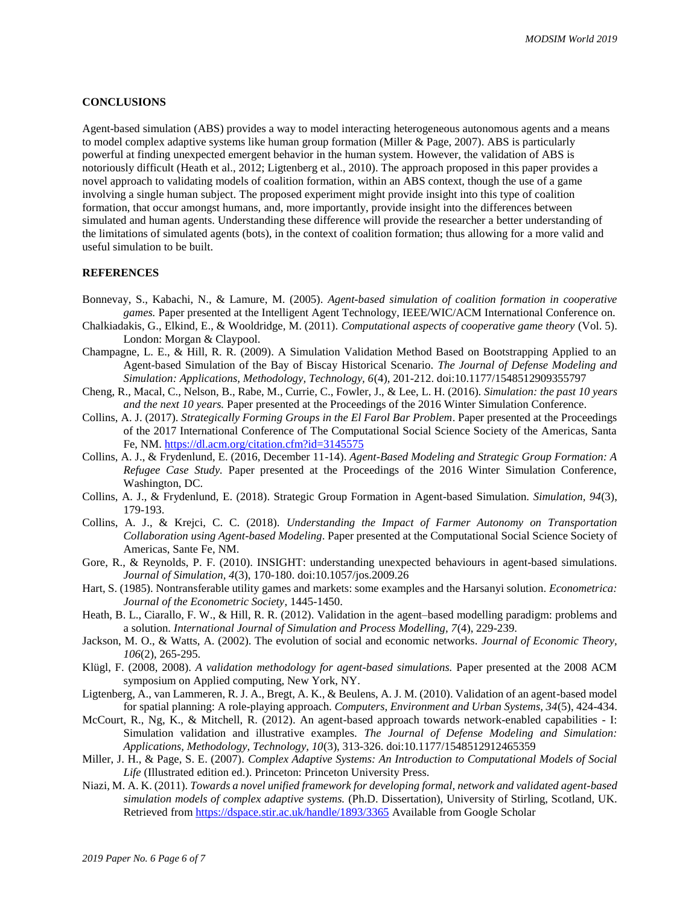## CONCLUSIONS

Agent-based simulation (ABS) provides a way to model interacting heterogeneous autonomous agents and a means to model complex adaptive systems like human group formation (Miller & Page, 2007). ABS is particularly powerful at finding unexpected emergent behavior in the human system. However, the validation of ABS is notoriously difficult (Heath et al., 2012; Ligtenberg et al., 2010). The approach proposed in this paper provides a novel approach to validating models of coalition formation, within an ABS context, though the use of a game involving a single human subject. The proposed experiment might provide insight into this type of coalition formation, that occur amongst humans, and, more importantly, provide insight into the differences between simulated and human agents. Understanding these difference will provide the researcher a better understanding of the limitations of simulated agents (bots), in the context of coalition formation; thus allowing for a more valid and useful simulation to be built.

## REFERENCES

Bonnevay, S., Kabachi, N., & Lamure, M. (2005). *Agent-based simulation of coalition formation in cooperative games.* Paper presented at the Intelligent Agent Technology, IEEE/WIC/ACM International Conference on.

Chalkiadakis, G., Elkind, E., & Wooldridge, M. (2011). *Computational aspects of cooperative game theory* (Vol. 5). London: Morgan & Claypool.

Champagne, L. E., & Hill, R. R. (2009). A Simulation Validation Method Based on Bootstrapping Applied to an Agent-based Simulation of the Bay of Biscay Historical Scenario. *The Journal of Defense Modeling and Simulation: Applications, Methodology, Technology, 6*(4), 201-212. doi:10.1177/1548512909355797

Cheng, R., Macal, C., Nelson, B., Rabe, M., Currie, C., Fowler, J., & Lee, L. H. (2016). *Simulation: the past 10 years and the next 10 years.* Paper presented at the Proceedings of the 2016 Winter Simulation Conference.

Collins, A. J. (2017). *Strategically Forming Groups in the El Farol Bar Problem*. Paper presented at the Proceedings of the 2017 International Conference of The Computational Social Science Society of the Americas, Santa Fe, NM. https://dl.acm.org/citation.cfm?id=3145575

Collins, A. J., & Frydenlund, E. (2016, December 11-14). *Agent-Based Modeling and Strategic Group Formation: A Refugee Case Study.* Paper presented at the Proceedings of the 2016 Winter Simulation Conference, Washington, DC.

Collins, A. J., & Frydenlund, E. (2018). Strategic Group Formation in Agent-based Simulation. *Simulation, 94*(3), 179-193.

Collins, A. J., & Krejci, C. C. (2018). *Understanding the Impact of Farmer Autonomy on Transportation Collaboration using Agent-based Modeling*. Paper presented at the Computational Social Science Society of Americas, Sante Fe, NM.

Gore, R., & Reynolds, P. F. (2010). INSIGHT: understanding unexpected behaviours in agent-based simulations. *Journal of Simulation, 4*(3), 170-180. doi:10.1057/jos.2009.26

Hart, S. (1985). Nontransferable utility games and markets: some examples and the Harsanyi solution. *Econometrica: Journal of the Econometric Society*, 1445-1450.

Heath, B. L., Ciarallo, F. W., & Hill, R. R. (2012). Validation in the agent–based modelling paradigm: problems and a solution. *International Journal of Simulation and Process Modelling, 7*(4), 229-239.

Jackson, M. O., & Watts, A. (2002). The evolution of social and economic networks. *Journal of Economic Theory, 106*(2), 265-295.

Klügl, F. (2008, 2008). *A validation methodology for agent-based simulations.* Paper presented at the 2008 ACM symposium on Applied computing, New York, NY.

Ligtenberg, A., van Lammeren, R. J. A., Bregt, A. K., & Beulens, A. J. M. (2010). Validation of an agent-based model for spatial planning: A role-playing approach. *Computers, Environment and Urban Systems, 34*(5), 424-434.

McCourt, R., Ng, K., & Mitchell, R. (2012). An agent-based approach towards network-enabled capabilities - I: Simulation validation and illustrative examples. *The Journal of Defense Modeling and Simulation: Applications, Methodology, Technology, 10*(3), 313-326. doi:10.1177/1548512912465359

Miller, J. H., & Page, S. E. (2007). *Complex Adaptive Systems: An Introduction to Computational Models of Social Life* (Illustrated edition ed.). Princeton: Princeton University Press.

Niazi, M. A. K. (2011). *Towards a novel unified framework for developing formal, network and validated agent-based simulation models of complex adaptive systems.* (Ph.D. Dissertation), University of Stirling, Scotland, UK. Retrieved from https://dspace.stir.ac.uk/handle/1893/3365 Available from Google Scholar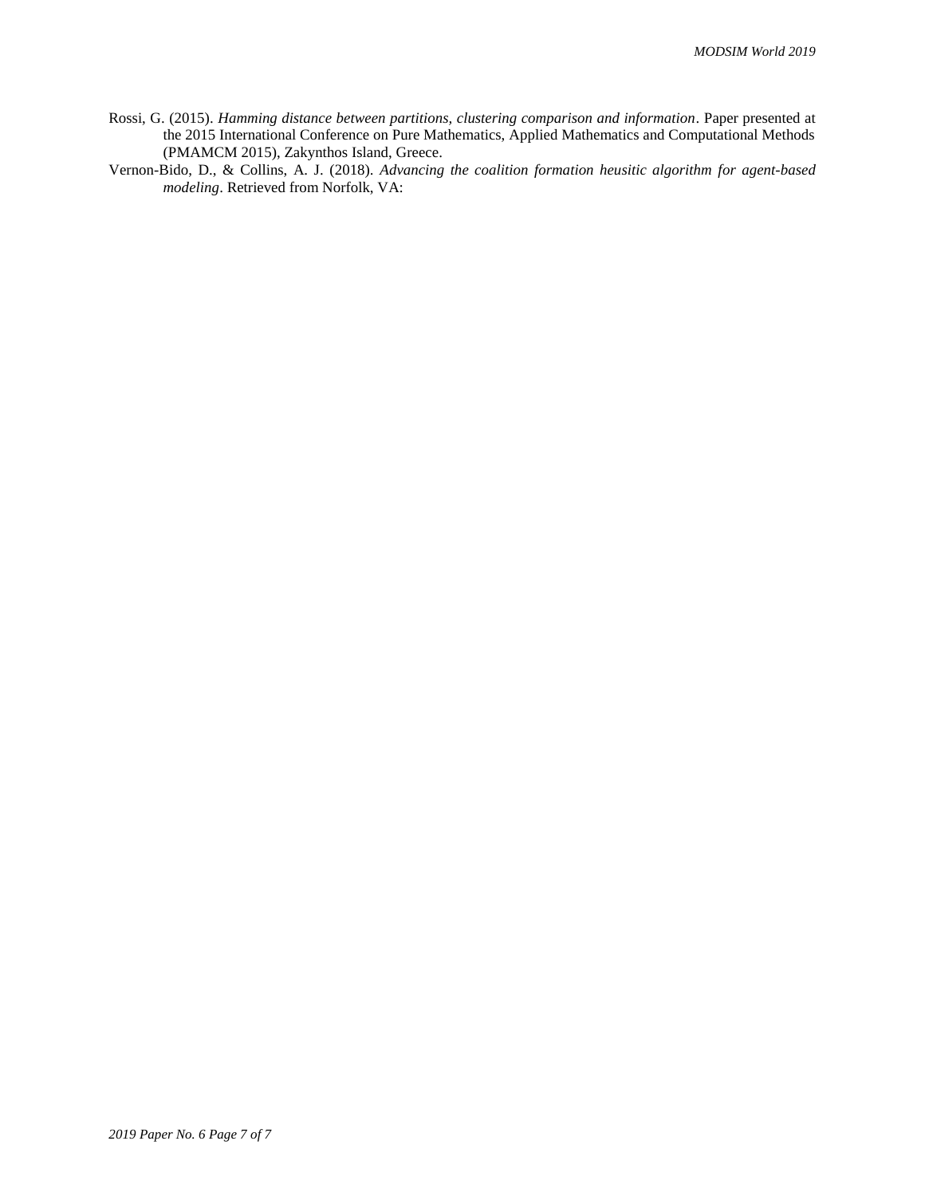Rossi, G. (2015). *Hamming distance between partitions, clustering comparison and information*. Paper presented at the 2015 International Conference on Pure Mathematics, Applied Mathematics and Computational Methods (PMAMCM 2015), Zakynthos Island, Greece.

Vernon-Bido, D., & Collins, A. J. (2018). *Advancing the coalition formation heusitic algorithm for agent-based modeling*. Retrieved from Norfolk, VA: